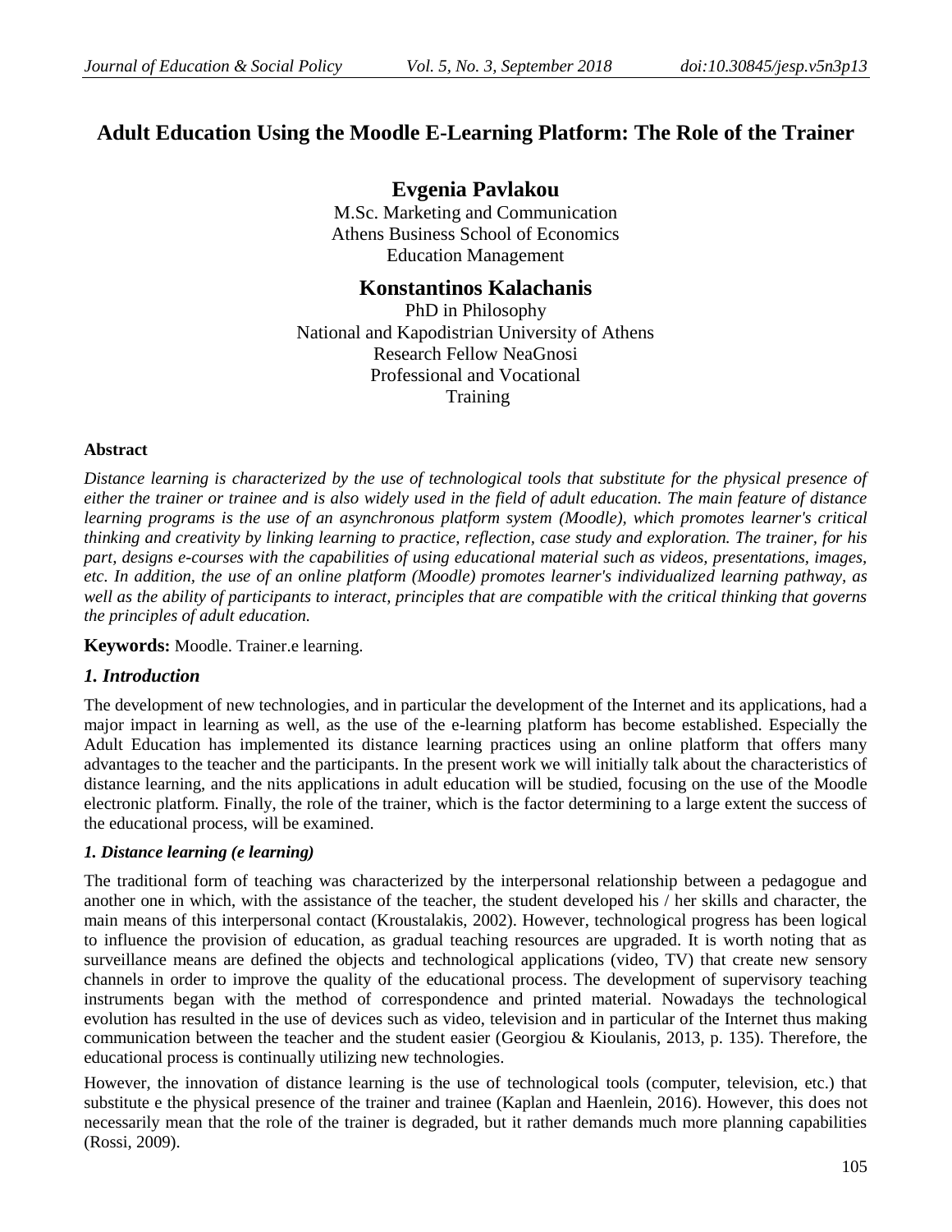# Adult Education Using the Moodle E-Learning Platform: The Role of the Trainer

**Evgenia Pavlakou**
M.Sc. Marketing and Communication
Athens Business School of Economics
Education Management

**Konstantinos Kalachanis**
PhD in Philosophy
National and Kapodistrian University of Athens
Research Fellow NeaGnosi
Professional and Vocational
Training

**Abstract**

*Distance learning is characterized by the use of technological tools that substitute for the physical presence of either the trainer or trainee and is also widely used in the field of adult education. The main feature of distance learning programs is the use of an asynchronous platform system (Moodle), which promotes learner's critical thinking and creativity by linking learning to practice, reflection, case study and exploration. The trainer, for his part, designs e-courses with the capabilities of using educational material such as videos, presentations, images, etc. In addition, the use of an online platform (Moodle) promotes learner's individualized learning pathway, as well as the ability of participants to interact, principles that are compatible with the critical thinking that governs the principles of adult education.*

**Keywords:** Moodle. Trainer.e learning.

## *1. Introduction*

The development of new technologies, and in particular the development of the Internet and its applications, had a major impact in learning as well, as the use of the e-learning platform has become established. Especially the Adult Education has implemented its distance learning practices using an online platform that offers many advantages to the teacher and the participants. In the present work we will initially talk about the characteristics of distance learning, and the nits applications in adult education will be studied, focusing on the use of the Moodle electronic platform. Finally, the role of the trainer, which is the factor determining to a large extent the success of the educational process, will be examined.

### *1. Distance learning (e learning)*

The traditional form of teaching was characterized by the interpersonal relationship between a pedagogue and another one in which, with the assistance of the teacher, the student developed his / her skills and character, the main means of this interpersonal contact (Kroustalakis, 2002). However, technological progress has been logical to influence the provision of education, as gradual teaching resources are upgraded. It is worth noting that as surveillance means are defined the objects and technological applications (video, TV) that create new sensory channels in order to improve the quality of the educational process. The development of supervisory teaching instruments began with the method of correspondence and printed material. Nowadays the technological evolution has resulted in the use of devices such as video, television and in particular of the Internet thus making communication between the teacher and the student easier (Georgiou & Kioulanis, 2013, p. 135). Therefore, the educational process is continually utilizing new technologies.

However, the innovation of distance learning is the use of technological tools (computer, television, etc.) that substitute e the physical presence of the trainer and trainee (Kaplan and Haenlein, 2016). However, this does not necessarily mean that the role of the trainer is degraded, but it rather demands much more planning capabilities (Rossi, 2009).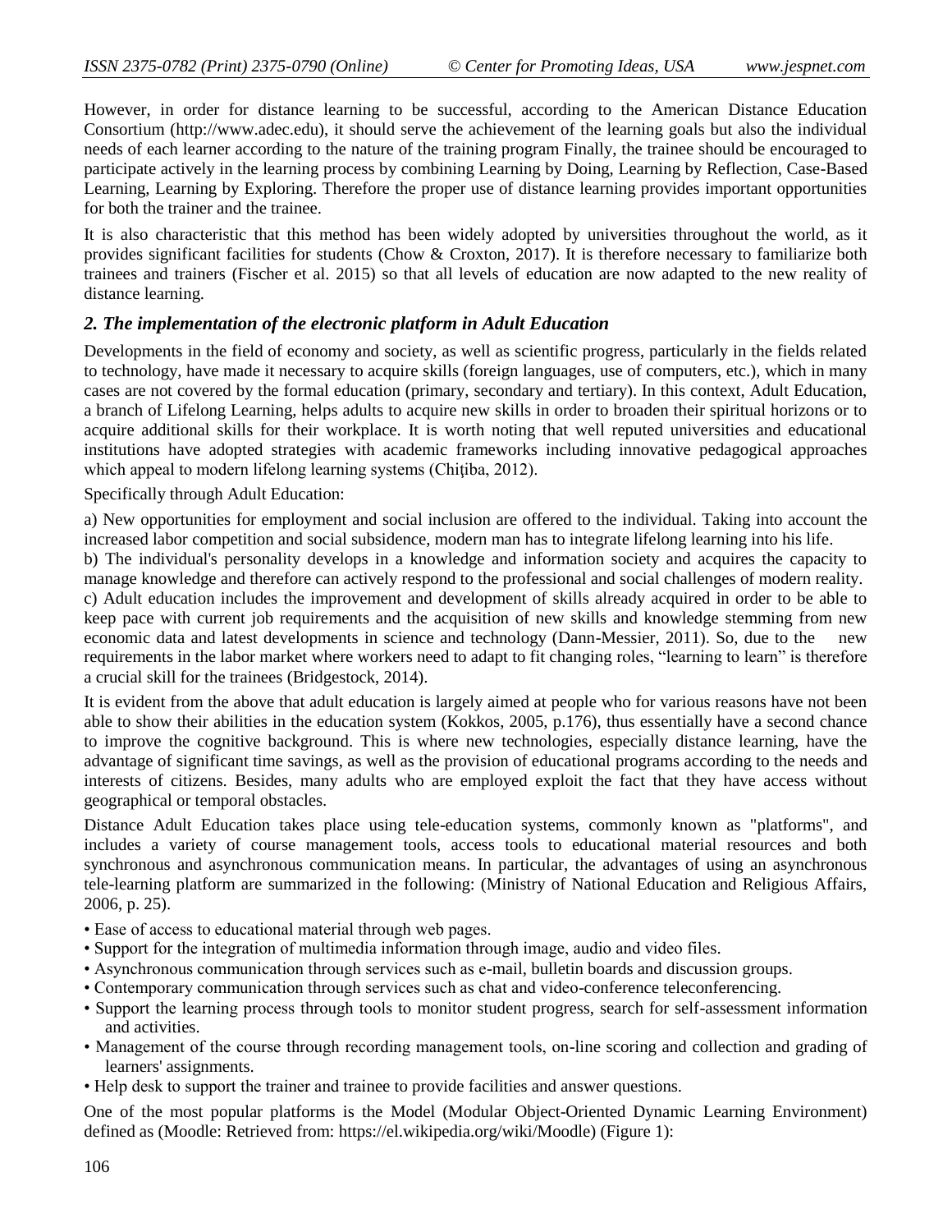However, in order for distance learning to be successful, according to the American Distance Education Consortium (http://www.adec.edu), it should serve the achievement of the learning goals but also the individual needs of each learner according to the nature of the training program Finally, the trainee should be encouraged to participate actively in the learning process by combining Learning by Doing, Learning by Reflection, Case-Based Learning, Learning by Exploring. Therefore the proper use of distance learning provides important opportunities for both the trainer and the trainee.

It is also characteristic that this method has been widely adopted by universities throughout the world, as it provides significant facilities for students (Chow & Croxton, 2017). It is therefore necessary to familiarize both trainees and trainers (Fischer et al. 2015) so that all levels of education are now adapted to the new reality of distance learning.

## *2. The implementation of the electronic platform in Adult Education*

Developments in the field of economy and society, as well as scientific progress, particularly in the fields related to technology, have made it necessary to acquire skills (foreign languages, use of computers, etc.), which in many cases are not covered by the formal education (primary, secondary and tertiary). In this context, Adult Education, a branch of Lifelong Learning, helps adults to acquire new skills in order to broaden their spiritual horizons or to acquire additional skills for their workplace. It is worth noting that well reputed universities and educational institutions have adopted strategies with academic frameworks including innovative pedagogical approaches which appeal to modern lifelong learning systems (Chiţiba, 2012).

Specifically through Adult Education:

a) New opportunities for employment and social inclusion are offered to the individual. Taking into account the increased labor competition and social subsidence, modern man has to integrate lifelong learning into his life.

b) The individual's personality develops in a knowledge and information society and acquires the capacity to manage knowledge and therefore can actively respond to the professional and social challenges of modern reality.

c) Adult education includes the improvement and development of skills already acquired in order to be able to keep pace with current job requirements and the acquisition of new skills and knowledge stemming from new economic data and latest developments in science and technology (Dann-Messier, 2011). So, due to the new requirements in the labor market where workers need to adapt to fit changing roles, "learning to learn" is therefore a crucial skill for the trainees (Bridgestock, 2014).

It is evident from the above that adult education is largely aimed at people who for various reasons have not been able to show their abilities in the education system (Kokkos, 2005, p.176), thus essentially have a second chance to improve the cognitive background. This is where new technologies, especially distance learning, have the advantage of significant time savings, as well as the provision of educational programs according to the needs and interests of citizens. Besides, many adults who are employed exploit the fact that they have access without geographical or temporal obstacles.

Distance Adult Education takes place using tele-education systems, commonly known as "platforms", and includes a variety of course management tools, access tools to educational material resources and both synchronous and asynchronous communication means. In particular, the advantages of using an asynchronous tele-learning platform are summarized in the following: (Ministry of National Education and Religious Affairs, 2006, p. 25).

- Ease of access to educational material through web pages.
- Support for the integration of multimedia information through image, audio and video files.
- Asynchronous communication through services such as e-mail, bulletin boards and discussion groups.
- Contemporary communication through services such as chat and video-conference teleconferencing.
- Support the learning process through tools to monitor student progress, search for self-assessment information and activities.
- Management of the course through recording management tools, on-line scoring and collection and grading of learners' assignments.
- Help desk to support the trainer and trainee to provide facilities and answer questions.

One of the most popular platforms is the Model (Modular Object-Oriented Dynamic Learning Environment) defined as (Moodle: Retrieved from: https://el.wikipedia.org/wiki/Moodle) (Figure 1):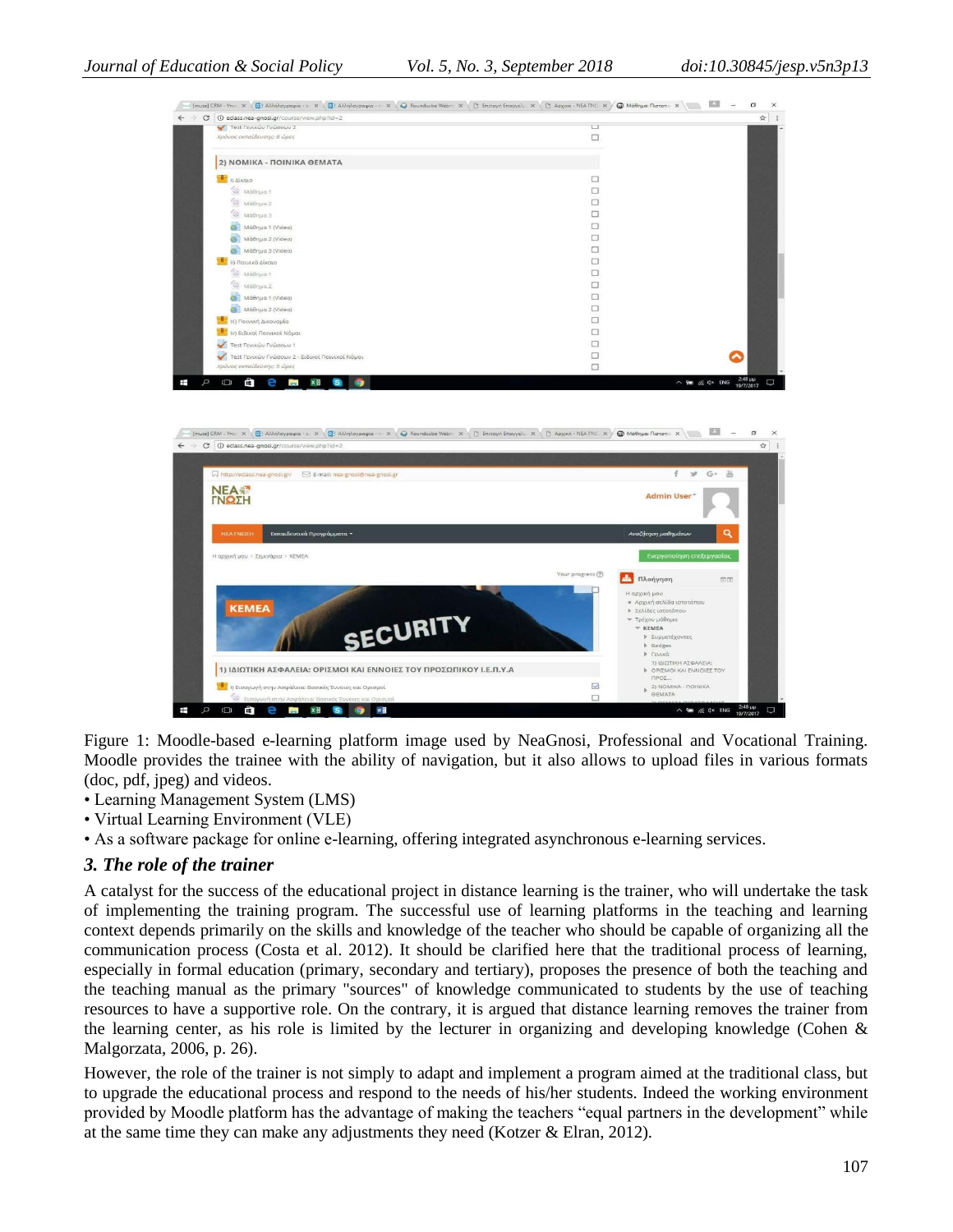Figure 1: Moodle-based e-learning platform image used by NeaGnosi, Professional and Vocational Training. Moodle provides the trainee with the ability of navigation, but it also allows to upload files in various formats (doc, pdf, jpeg) and videos.

- Learning Management System (LMS)
- Virtual Learning Environment (VLE)
- As a software package for online e-learning, offering integrated asynchronous e-learning services.

### 3. The role of the trainer

A catalyst for the success of the educational project in distance learning is the trainer, who will undertake the task of implementing the training program. The successful use of learning platforms in the teaching and learning context depends primarily on the skills and knowledge of the teacher who should be capable of organizing all the communication process (Costa et al. 2012). It should be clarified here that the traditional process of learning, especially in formal education (primary, secondary and tertiary), proposes the presence of both the teaching and the teaching manual as the primary "sources" of knowledge communicated to students by the use of teaching resources to have a supportive role. On the contrary, it is argued that distance learning removes the trainer from the learning center, as his role is limited by the lecturer in organizing and developing knowledge (Cohen & Malgorzata, 2006, p. 26).

However, the role of the trainer is not simply to adapt and implement a program aimed at the traditional class, but to upgrade the educational process and respond to the needs of his/her students. Indeed the working environment provided by Moodle platform has the advantage of making the teachers "equal partners in the development" while at the same time they can make any adjustments they need (Kotzer & Elran, 2012).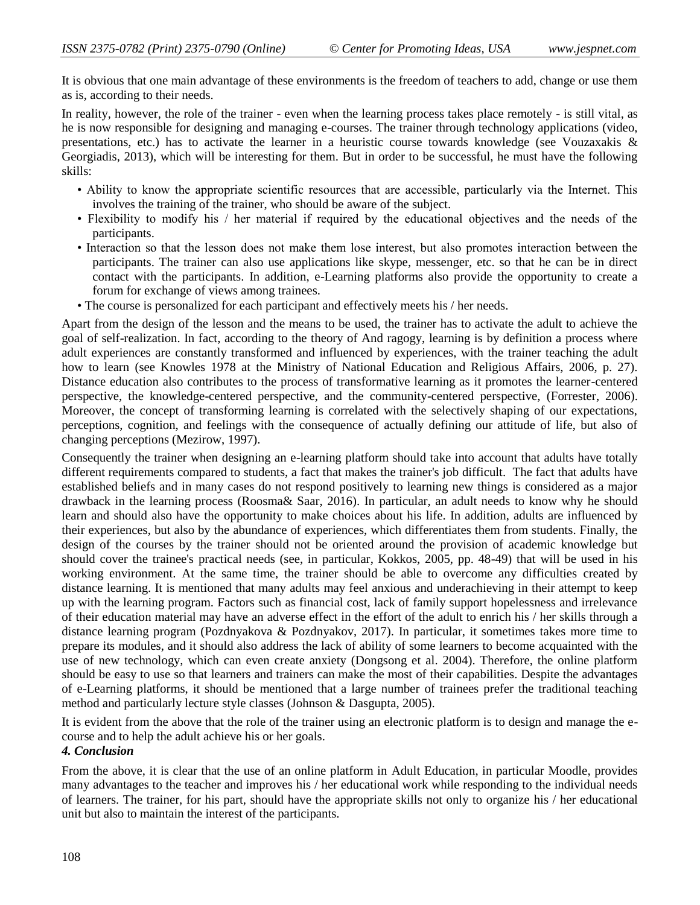It is obvious that one main advantage of these environments is the freedom of teachers to add, change or use them as is, according to their needs.

In reality, however, the role of the trainer - even when the learning process takes place remotely - is still vital, as he is now responsible for designing and managing e-courses. The trainer through technology applications (video, presentations, etc.) has to activate the learner in a heuristic course towards knowledge (see Vouzaxakis & Georgiadis, 2013), which will be interesting for them. But in order to be successful, he must have the following skills:

- Ability to know the appropriate scientific resources that are accessible, particularly via the Internet. This involves the training of the trainer, who should be aware of the subject.
- Flexibility to modify his / her material if required by the educational objectives and the needs of the participants.
- Interaction so that the lesson does not make them lose interest, but also promotes interaction between the participants. The trainer can also use applications like skype, messenger, etc. so that he can be in direct contact with the participants. In addition, e-Learning platforms also provide the opportunity to create a forum for exchange of views among trainees.
- The course is personalized for each participant and effectively meets his / her needs.

Apart from the design of the lesson and the means to be used, the trainer has to activate the adult to achieve the goal of self-realization. In fact, according to the theory of And ragogy, learning is by definition a process where adult experiences are constantly transformed and influenced by experiences, with the trainer teaching the adult how to learn (see Knowles 1978 at the Ministry of National Education and Religious Affairs, 2006, p. 27). Distance education also contributes to the process of transformative learning as it promotes the learner-centered perspective, the knowledge-centered perspective, and the community-centered perspective, (Forrester, 2006). Moreover, the concept of transforming learning is correlated with the selectively shaping of our expectations, perceptions, cognition, and feelings with the consequence of actually defining our attitude of life, but also of changing perceptions (Mezirow, 1997).

Consequently the trainer when designing an e-learning platform should take into account that adults have totally different requirements compared to students, a fact that makes the trainer's job difficult. The fact that adults have established beliefs and in many cases do not respond positively to learning new things is considered as a major drawback in the learning process (Roosma& Saar, 2016). In particular, an adult needs to know why he should learn and should also have the opportunity to make choices about his life. In addition, adults are influenced by their experiences, but also by the abundance of experiences, which differentiates them from students. Finally, the design of the courses by the trainer should not be oriented around the provision of academic knowledge but should cover the trainee's practical needs (see, in particular, Kokkos, 2005, pp. 48-49) that will be used in his working environment. At the same time, the trainer should be able to overcome any difficulties created by distance learning. It is mentioned that many adults may feel anxious and underachieving in their attempt to keep up with the learning program. Factors such as financial cost, lack of family support hopelessness and irrelevance of their education material may have an adverse effect in the effort of the adult to enrich his / her skills through a distance learning program (Pozdnyakova & Pozdnyakov, 2017). In particular, it sometimes takes more time to prepare its modules, and it should also address the lack of ability of some learners to become acquainted with the use of new technology, which can even create anxiety (Dongsong et al. 2004). Therefore, the online platform should be easy to use so that learners and trainers can make the most of their capabilities. Despite the advantages of e-Learning platforms, it should be mentioned that a large number of trainees prefer the traditional teaching method and particularly lecture style classes (Johnson & Dasgupta, 2005).

It is evident from the above that the role of the trainer using an electronic platform is to design and manage the e-course and to help the adult achieve his or her goals.

### *4. Conclusion*

From the above, it is clear that the use of an online platform in Adult Education, in particular Moodle, provides many advantages to the teacher and improves his / her educational work while responding to the individual needs of learners. The trainer, for his part, should have the appropriate skills not only to organize his / her educational unit but also to maintain the interest of the participants.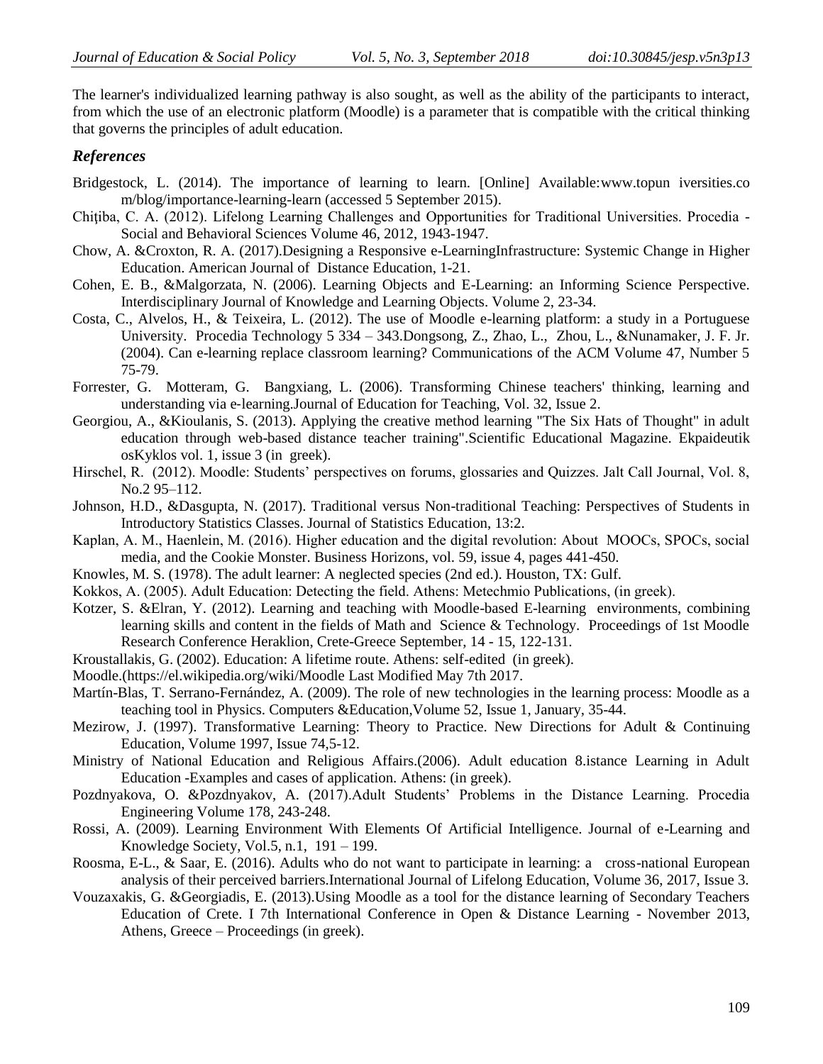The learner's individualized learning pathway is also sought, as well as the ability of the participants to interact, from which the use of an electronic platform (Moodle) is a parameter that is compatible with the critical thinking that governs the principles of adult education.

### *References*

Bridgestock, L. (2014). The importance of learning to learn. [Online] Available:www.topun iversities.co m/blog/importance-learning-learn (accessed 5 September 2015).

Chiţiba, C. A. (2012). Lifelong Learning Challenges and Opportunities for Traditional Universities. Procedia - Social and Behavioral Sciences Volume 46, 2012, 1943-1947.

Chow, A. &Croxton, R. A. (2017).Designing a Responsive e-LearningInfrastructure: Systemic Change in Higher Education. American Journal of Distance Education, 1-21.

Cohen, E. B., &Malgorzata, N. (2006). Learning Objects and E-Learning: an Informing Science Perspective. Interdisciplinary Journal of Knowledge and Learning Objects. Volume 2, 23-34.

Costa, C., Alvelos, H., & Teixeira, L. (2012). The use of Moodle e-learning platform: a study in a Portuguese University. Procedia Technology 5 334 – 343.Dongsong, Z., Zhao, L., Zhou, L., &Nunamaker, J. F. Jr. (2004). Can e-learning replace classroom learning? Communications of the ACM Volume 47, Number 5 75-79.

Forrester, G. Motteram, G. Bangxiang, L. (2006). Transforming Chinese teachers' thinking, learning and understanding via e-learning.Journal of Education for Teaching, Vol. 32, Issue 2.

Georgiou, A., &Kioulanis, S. (2013). Applying the creative method learning "The Six Hats of Thought" in adult education through web-based distance teacher training".Scientific Educational Magazine. Ekpaideutik osKyklos vol. 1, issue 3 (in greek).

Hirschel, R. (2012). Moodle: Students' perspectives on forums, glossaries and Quizzes. Jalt Call Journal, Vol. 8, No.2 95–112.

Johnson, H.D., &Dasgupta, N. (2017). Traditional versus Non-traditional Teaching: Perspectives of Students in Introductory Statistics Classes. Journal of Statistics Education, 13:2.

Kaplan, A. M., Haenlein, M. (2016). Higher education and the digital revolution: About MOOCs, SPOCs, social media, and the Cookie Monster. Business Horizons, vol. 59, issue 4, pages 441-450.

Knowles, M. S. (1978). The adult learner: A neglected species (2nd ed.). Houston, TX: Gulf.

Kokkos, A. (2005). Adult Education: Detecting the field. Athens: Metechmio Publications, (in greek).

Kotzer, S. &Elran, Y. (2012). Learning and teaching with Moodle-based E-learning environments, combining learning skills and content in the fields of Math and Science & Technology. Proceedings of 1st Moodle Research Conference Heraklion, Crete-Greece September, 14 - 15, 122-131.

Kroustallakis, G. (2002). Education: A lifetime route. Athens: self-edited (in greek).

Moodle.(https://el.wikipedia.org/wiki/Moodle Last Modified May 7th 2017.

Martín-Blas, T. Serrano-Fernández, A. (2009). The role of new technologies in the learning process: Moodle as a teaching tool in Physics. Computers &Education,Volume 52, Issue 1, January, 35-44.

Mezirow, J. (1997). Transformative Learning: Theory to Practice. New Directions for Adult & Continuing Education, Volume 1997, Issue 74,5-12.

Ministry of National Education and Religious Affairs.(2006). Adult education 8.istance Learning in Adult Education -Examples and cases of application. Athens: (in greek).

Pozdnyakova, O. &Pozdnyakov, A. (2017).Adult Students' Problems in the Distance Learning. Procedia Engineering Volume 178, 243-248.

Rossi, A. (2009). Learning Environment With Elements Of Artificial Intelligence. Journal of e-Learning and Knowledge Society, Vol.5, n.1, 191 – 199.

Roosma, E-L., & Saar, E. (2016). Adults who do not want to participate in learning: a cross-national European analysis of their perceived barriers.International Journal of Lifelong Education, Volume 36, 2017, Issue 3.

Vouzaxakis, G. &Georgiadis, E. (2013).Using Moodle as a tool for the distance learning of Secondary Teachers Education of Crete. I 7th International Conference in Open & Distance Learning - November 2013, Athens, Greece – Proceedings (in greek).